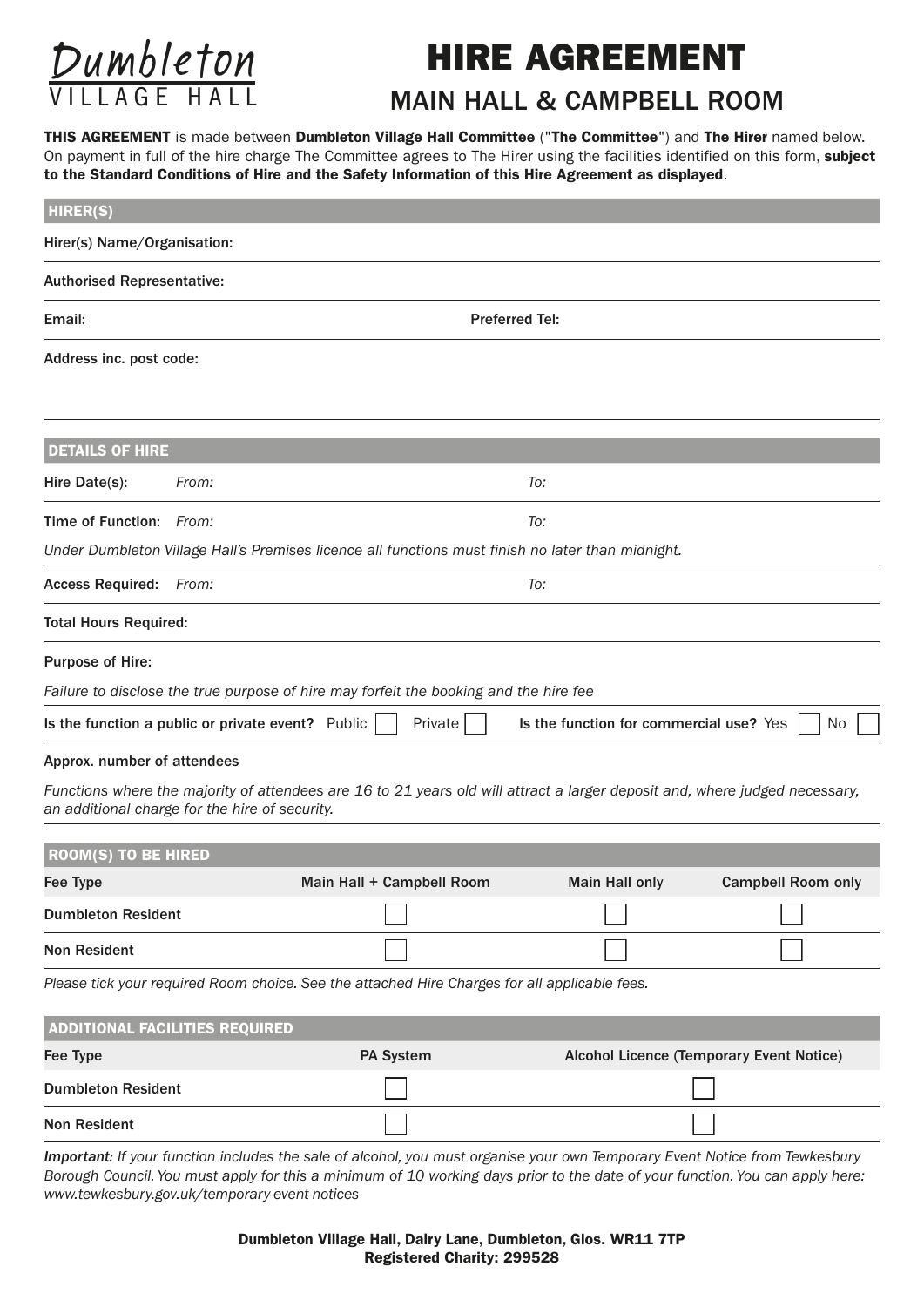Dumbleton
VILLAGE HALL

# HIRE AGREEMENT

## MAIN HALL & CAMPBELL ROOM

**THIS AGREEMENT** is made between **Dumbleton Village Hall Committee** ("**The Committee**") and **The Hirer** named below. On payment in full of the hire charge The Committee agrees to The Hirer using the facilities identified on this form, **subject to the Standard Conditions of Hire and the Safety Information of this Hire Agreement as displayed**.

### HIRER(S)

**Hirer(s) Name/Organisation:**

**Authorised Representative:**

**Email:** **Preferred Tel:**

**Address inc. post code:**

### DETAILS OF HIRE

**Hire Date(s):** *From:* *To:*

**Time of Function:** *From:* *To:*

*Under Dumbleton Village Hall's Premises licence all functions must finish no later than midnight.*

**Access Required:** *From:* *To:*

**Total Hours Required:**

**Purpose of Hire:**

*Failure to disclose the true purpose of hire may forfeit the booking and the hire fee*

**Is the function a public or private event?** Public ☐ Private ☐ **Is the function for commercial use?** Yes ☐ No ☐

**Approx. number of attendees**

*Functions where the majority of attendees are 16 to 21 years old will attract a larger deposit and, where judged necessary, an additional charge for the hire of security.*

### ROOM(S) TO BE HIRED

| Fee Type | Main Hall + Campbell Room | Main Hall only | Campbell Room only |
|---|---|---|---|
| Dumbleton Resident | ☐ | ☐ | ☐ |
| Non Resident | ☐ | ☐ | ☐ |

*Please tick your required Room choice. See the attached Hire Charges for all applicable fees.*

### ADDITIONAL FACILITIES REQUIRED

| Fee Type | PA System | Alcohol Licence (Temporary Event Notice) |
|---|---|---|
| Dumbleton Resident | ☐ | ☐ |
| Non Resident | ☐ | ☐ |

***Important:*** *If your function includes the sale of alcohol, you must organise your own Temporary Event Notice from Tewkesbury Borough Council. You must apply for this a minimum of 10 working days prior to the date of your function. You can apply here: www.tewkesbury.gov.uk/temporary-event-notices*

**Dumbleton Village Hall, Dairy Lane, Dumbleton, Glos. WR11 7TP**
**Registered Charity: 299528**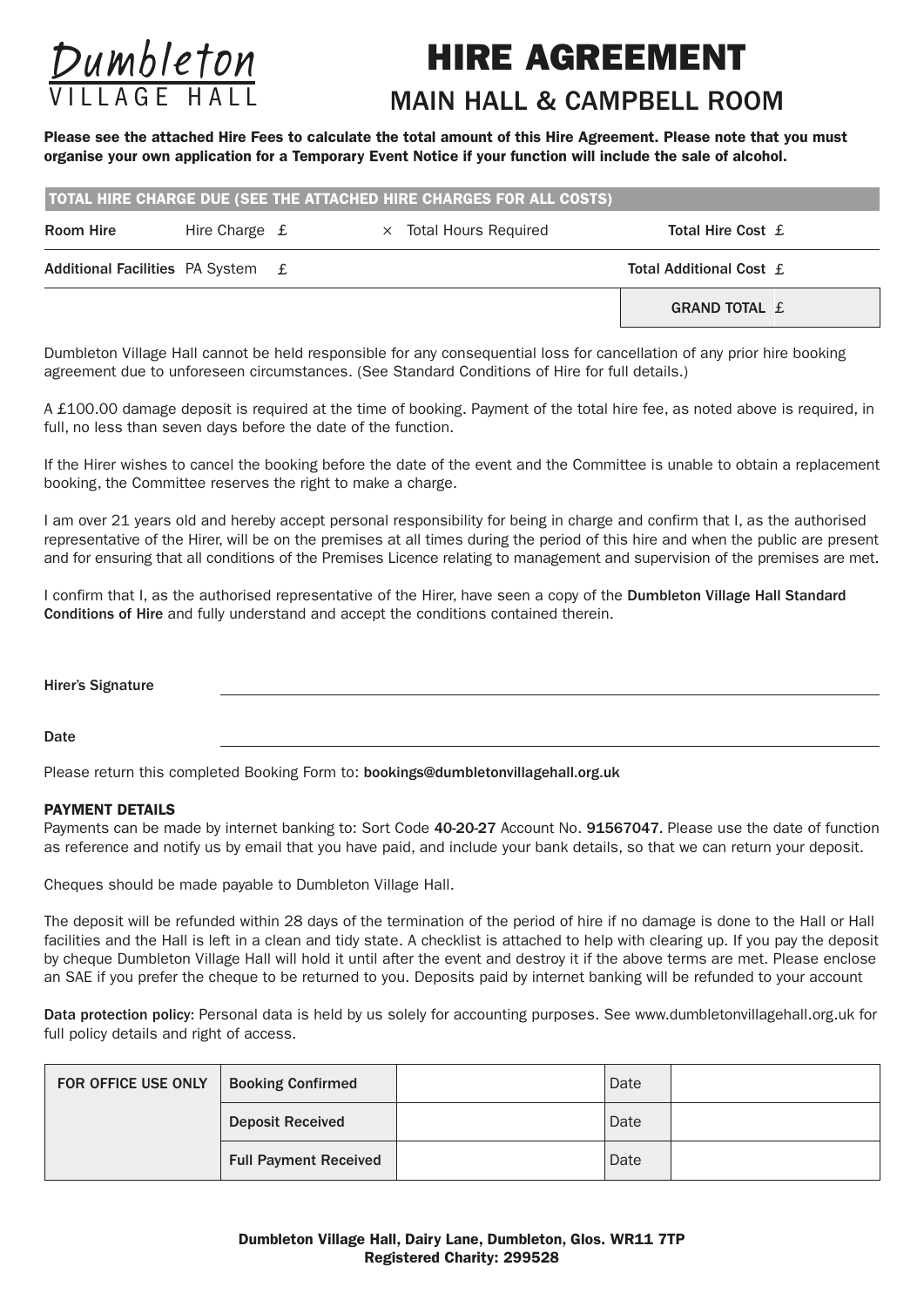# Dumbleton VILLAGE HALL

# HIRE AGREEMENT

## MAIN HALL & CAMPBELL ROOM

**Please see the attached Hire Fees to calculate the total amount of this Hire Agreement. Please note that you must organise your own application for a Temporary Event Notice if your function will include the sale of alcohol.**

| TOTAL HIRE CHARGE DUE (SEE THE ATTACHED HIRE CHARGES FOR ALL COSTS) | | | |
|---|---|---|---|
| **Room Hire** | Hire Charge £ | × Total Hours Required | **Total Hire Cost** £ |
| **Additional Facilities** PA System £ | | | **Total Additional Cost** £ |
| | | | **GRAND TOTAL** £ |

Dumbleton Village Hall cannot be held responsible for any consequential loss for cancellation of any prior hire booking agreement due to unforeseen circumstances. (See Standard Conditions of Hire for full details.)

A £100.00 damage deposit is required at the time of booking. Payment of the total hire fee, as noted above is required, in full, no less than seven days before the date of the function.

If the Hirer wishes to cancel the booking before the date of the event and the Committee is unable to obtain a replacement booking, the Committee reserves the right to make a charge.

I am over 21 years old and hereby accept personal responsibility for being in charge and confirm that I, as the authorised representative of the Hirer, will be on the premises at all times during the period of this hire and when the public are present and for ensuring that all conditions of the Premises Licence relating to management and supervision of the premises are met.

I confirm that I, as the authorised representative of the Hirer, have seen a copy of the **Dumbleton Village Hall Standard Conditions of Hire** and fully understand and accept the conditions contained therein.

Hirer's Signature ______________________________

Date ______________________________

Please return this completed Booking Form to: **bookings@dumbletonvillagehall.org.uk**

**PAYMENT DETAILS**

Payments can be made by internet banking to: Sort Code **40-20-27** Account No. **91567047.** Please use the date of function as reference and notify us by email that you have paid, and include your bank details, so that we can return your deposit.

Cheques should be made payable to Dumbleton Village Hall.

The deposit will be refunded within 28 days of the termination of the period of hire if no damage is done to the Hall or Hall facilities and the Hall is left in a clean and tidy state. A checklist is attached to help with clearing up. If you pay the deposit by cheque Dumbleton Village Hall will hold it until after the event and destroy it if the above terms are met. Please enclose an SAE if you prefer the cheque to be returned to you. Deposits paid by internet banking will be refunded to your account

**Data protection policy:** Personal data is held by us solely for accounting purposes. See www.dumbletonvillagehall.org.uk for full policy details and right of access.

| | | | | |
|---|---|---|---|---|
| **FOR OFFICE USE ONLY** | **Booking Confirmed** | | Date | |
| | **Deposit Received** | | Date | |
| | **Full Payment Received** | | Date | |

**Dumbleton Village Hall, Dairy Lane, Dumbleton, Glos. WR11 7TP**
**Registered Charity: 299528**